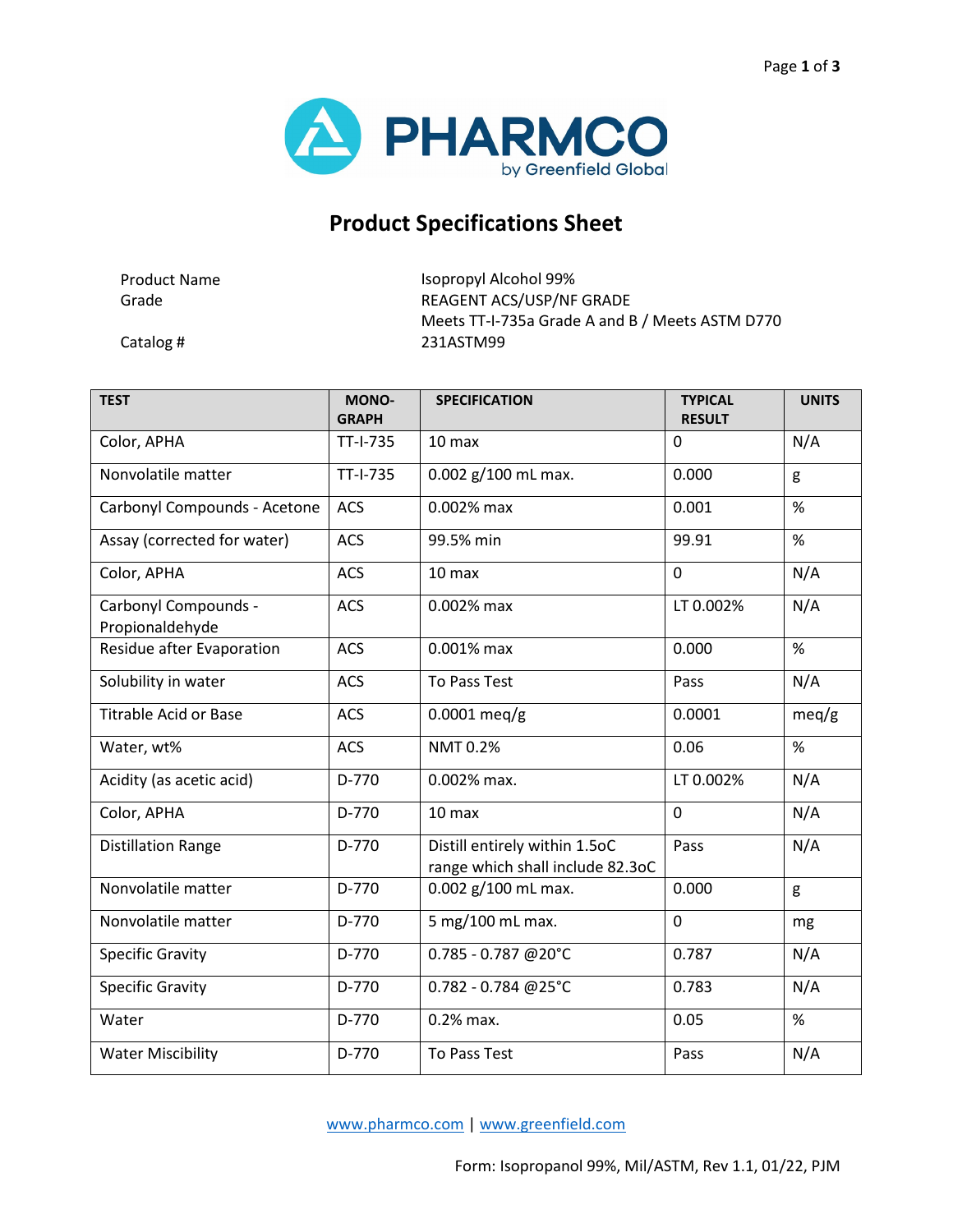PHARMCO by Greenfield Global

# Product Specifications Sheet

| | |
|---|---|
| Product Name | Isopropyl Alcohol 99% |
| Grade | REAGENT ACS/USP/NF GRADE |
| | Meets TT-I-735a Grade A and B / Meets ASTM D770 |
| Catalog # | 231ASTM99 |

| TEST | MONO-GRAPH | SPECIFICATION | TYPICAL RESULT | UNITS |
|---|---|---|---|---|
| Color, APHA | TT-I-735 | 10 max | 0 | N/A |
| Nonvolatile matter | TT-I-735 | 0.002 g/100 mL max. | 0.000 | g |
| Carbonyl Compounds - Acetone | ACS | 0.002% max | 0.001 | % |
| Assay (corrected for water) | ACS | 99.5% min | 99.91 | % |
| Color, APHA | ACS | 10 max | 0 | N/A |
| Carbonyl Compounds - Propionaldehyde | ACS | 0.002% max | LT 0.002% | N/A |
| Residue after Evaporation | ACS | 0.001% max | 0.000 | % |
| Solubility in water | ACS | To Pass Test | Pass | N/A |
| Titrable Acid or Base | ACS | 0.0001 meq/g | 0.0001 | meq/g |
| Water, wt% | ACS | NMT 0.2% | 0.06 | % |
| Acidity (as acetic acid) | D-770 | 0.002% max. | LT 0.002% | N/A |
| Color, APHA | D-770 | 10 max | 0 | N/A |
| Distillation Range | D-770 | Distill entirely within 1.5oC range which shall include 82.3oC | Pass | N/A |
| Nonvolatile matter | D-770 | 0.002 g/100 mL max. | 0.000 | g |
| Nonvolatile matter | D-770 | 5 mg/100 mL max. | 0 | mg |
| Specific Gravity | D-770 | 0.785 - 0.787 @20°C | 0.787 | N/A |
| Specific Gravity | D-770 | 0.782 - 0.784 @25°C | 0.783 | N/A |
| Water | D-770 | 0.2% max. | 0.05 | % |
| Water Miscibility | D-770 | To Pass Test | Pass | N/A |

www.pharmco.com | www.greenfield.com

Form: Isopropanol 99%, Mil/ASTM, Rev 1.1, 01/22, PJM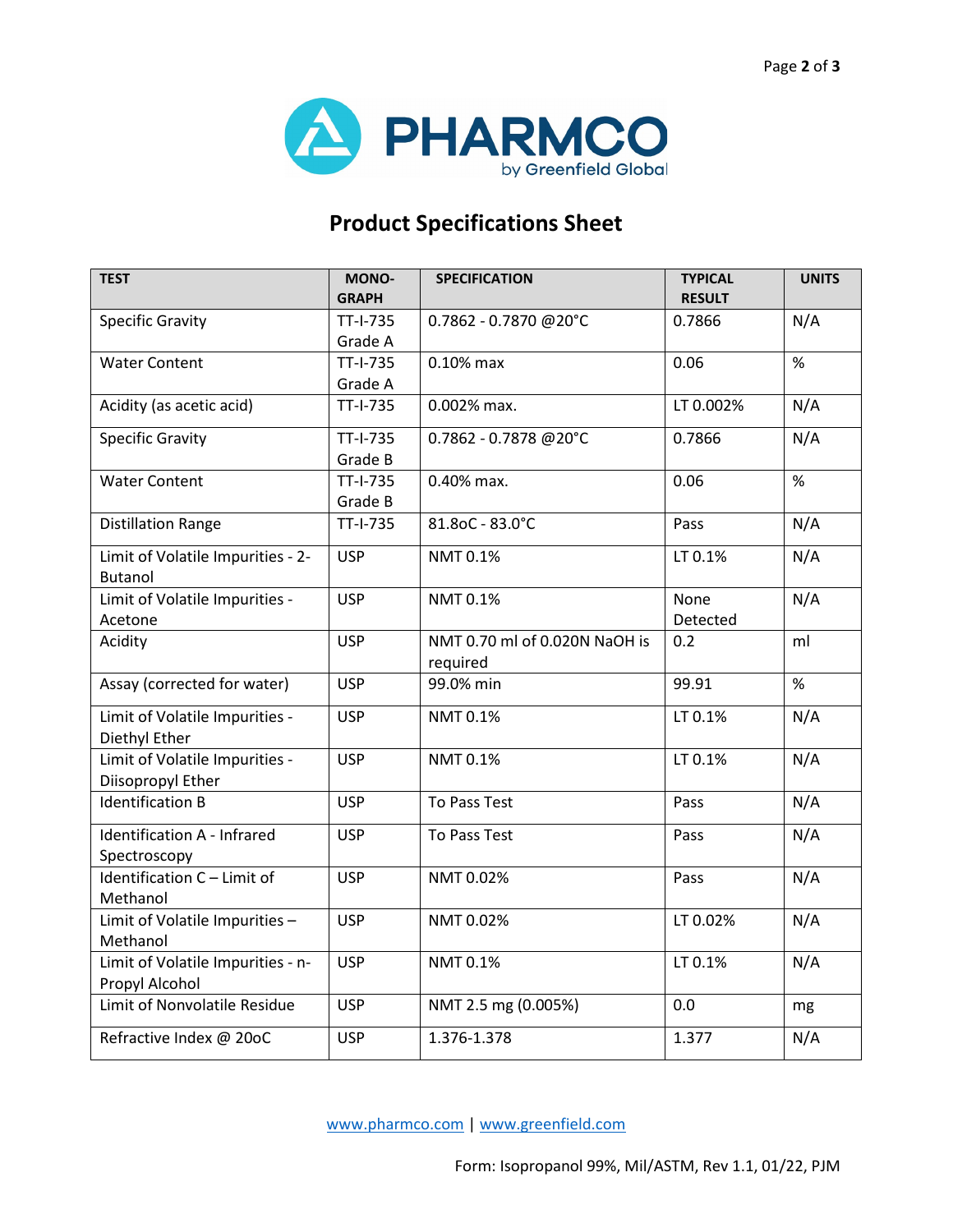# Product Specifications Sheet

| TEST | MONO-GRAPH | SPECIFICATION | TYPICAL RESULT | UNITS |
|---|---|---|---|---|
| Specific Gravity | TT-I-735 Grade A | 0.7862 - 0.7870 @20°C | 0.7866 | N/A |
| Water Content | TT-I-735 Grade A | 0.10% max | 0.06 | % |
| Acidity (as acetic acid) | TT-I-735 | 0.002% max. | LT 0.002% | N/A |
| Specific Gravity | TT-I-735 Grade B | 0.7862 - 0.7878 @20°C | 0.7866 | N/A |
| Water Content | TT-I-735 Grade B | 0.40% max. | 0.06 | % |
| Distillation Range | TT-I-735 | 81.8oC - 83.0°C | Pass | N/A |
| Limit of Volatile Impurities - 2-Butanol | USP | NMT 0.1% | LT 0.1% | N/A |
| Limit of Volatile Impurities - Acetone | USP | NMT 0.1% | None Detected | N/A |
| Acidity | USP | NMT 0.70 ml of 0.020N NaOH is required | 0.2 | ml |
| Assay (corrected for water) | USP | 99.0% min | 99.91 | % |
| Limit of Volatile Impurities - Diethyl Ether | USP | NMT 0.1% | LT 0.1% | N/A |
| Limit of Volatile Impurities - Diisopropyl Ether | USP | NMT 0.1% | LT 0.1% | N/A |
| Identification B | USP | To Pass Test | Pass | N/A |
| Identification A - Infrared Spectroscopy | USP | To Pass Test | Pass | N/A |
| Identification C – Limit of Methanol | USP | NMT 0.02% | Pass | N/A |
| Limit of Volatile Impurities – Methanol | USP | NMT 0.02% | LT 0.02% | N/A |
| Limit of Volatile Impurities - n-Propyl Alcohol | USP | NMT 0.1% | LT 0.1% | N/A |
| Limit of Nonvolatile Residue | USP | NMT 2.5 mg (0.005%) | 0.0 | mg |
| Refractive Index @ 20oC | USP | 1.376-1.378 | 1.377 | N/A |

www.pharmco.com | www.greenfield.com

Form: Isopropanol 99%, Mil/ASTM, Rev 1.1, 01/22, PJM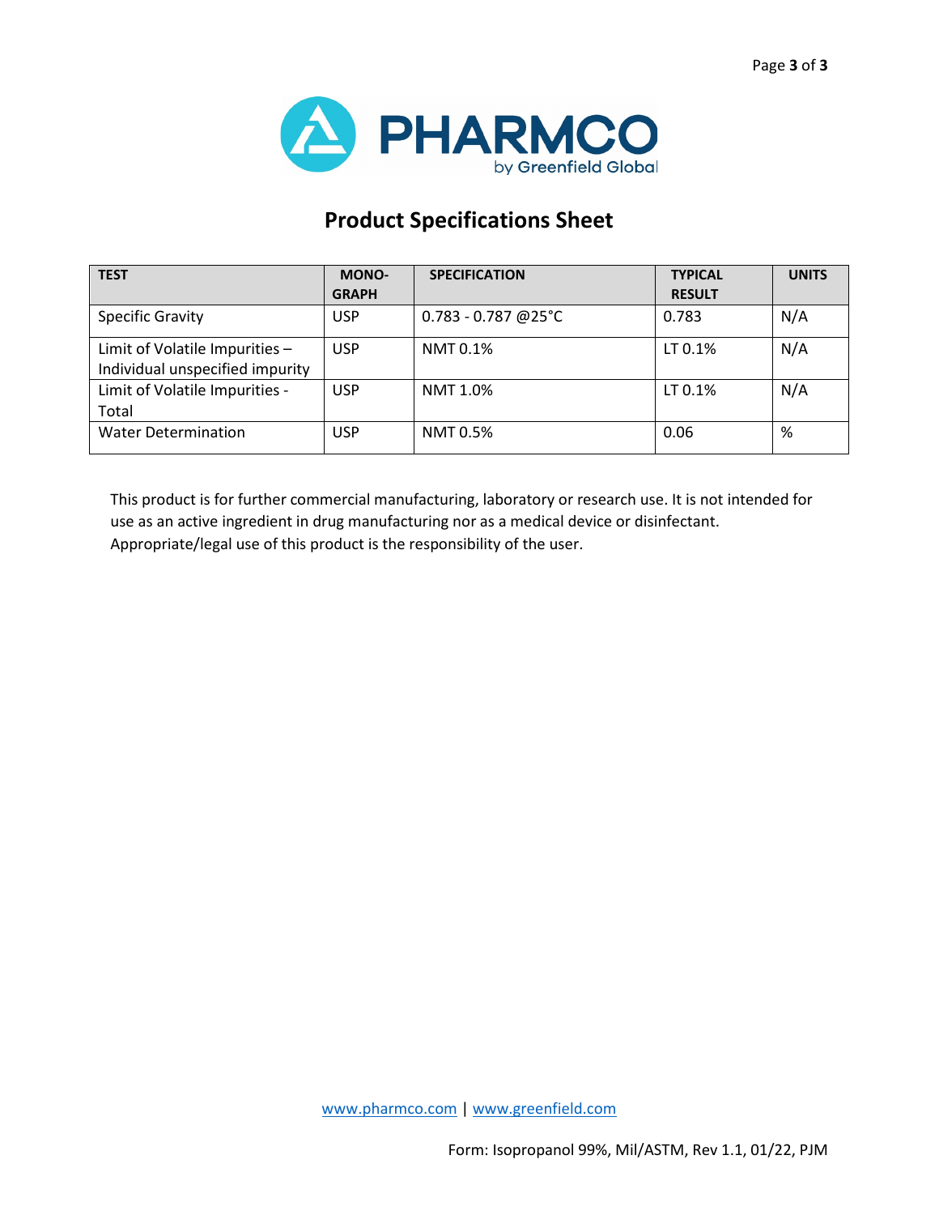PHARMCO by Greenfield Global

# Product Specifications Sheet

| TEST | MONO-GRAPH | SPECIFICATION | TYPICAL RESULT | UNITS |
|---|---|---|---|---|
| Specific Gravity | USP | 0.783 - 0.787 @25°C | 0.783 | N/A |
| Limit of Volatile Impurities – Individual unspecified impurity | USP | NMT 0.1% | LT 0.1% | N/A |
| Limit of Volatile Impurities - Total | USP | NMT 1.0% | LT 0.1% | N/A |
| Water Determination | USP | NMT 0.5% | 0.06 | % |

This product is for further commercial manufacturing, laboratory or research use. It is not intended for use as an active ingredient in drug manufacturing nor as a medical device or disinfectant. Appropriate/legal use of this product is the responsibility of the user.

www.pharmco.com | www.greenfield.com

Form: Isopropanol 99%, Mil/ASTM, Rev 1.1, 01/22, PJM